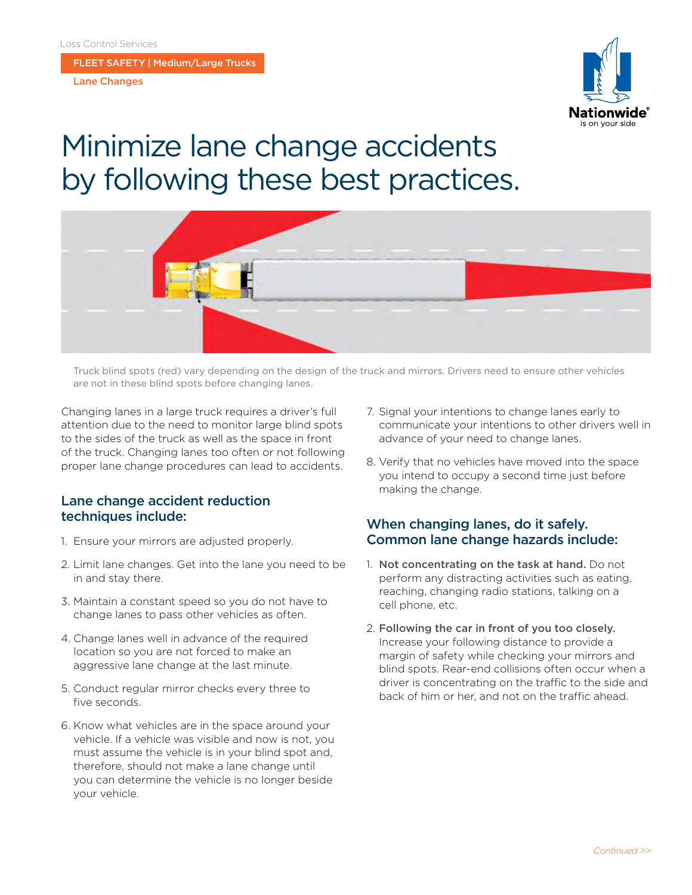Loss Control Services

FLEET SAFETY | Medium/Large Trucks

Lane Changes

# Minimize lane change accidents by following these best practices.

Truck blind spots (red) vary depending on the design of the truck and mirrors. Drivers need to ensure other vehicles are not in these blind spots before changing lanes.

Changing lanes in a large truck requires a driver's full attention due to the need to monitor large blind spots to the sides of the truck as well as the space in front of the truck. Changing lanes too often or not following proper lane change procedures can lead to accidents.

## Lane change accident reduction techniques include:

1. Ensure your mirrors are adjusted properly.
2. Limit lane changes. Get into the lane you need to be in and stay there.
3. Maintain a constant speed so you do not have to change lanes to pass other vehicles as often.
4. Change lanes well in advance of the required location so you are not forced to make an aggressive lane change at the last minute.
5. Conduct regular mirror checks every three to five seconds.
6. Know what vehicles are in the space around your vehicle. If a vehicle was visible and now is not, you must assume the vehicle is in your blind spot and, therefore, should not make a lane change until you can determine the vehicle is no longer beside your vehicle.
7. Signal your intentions to change lanes early to communicate your intentions to other drivers well in advance of your need to change lanes.
8. Verify that no vehicles have moved into the space you intend to occupy a second time just before making the change.

## When changing lanes, do it safely. Common lane change hazards include:

1. **Not concentrating on the task at hand.** Do not perform any distracting activities such as eating, reaching, changing radio stations, talking on a cell phone, etc.
2. **Following the car in front of you too closely.** Increase your following distance to provide a margin of safety while checking your mirrors and blind spots. Rear-end collisions often occur when a driver is concentrating on the traffic to the side and back of him or her, and not on the traffic ahead.

*Continued >>*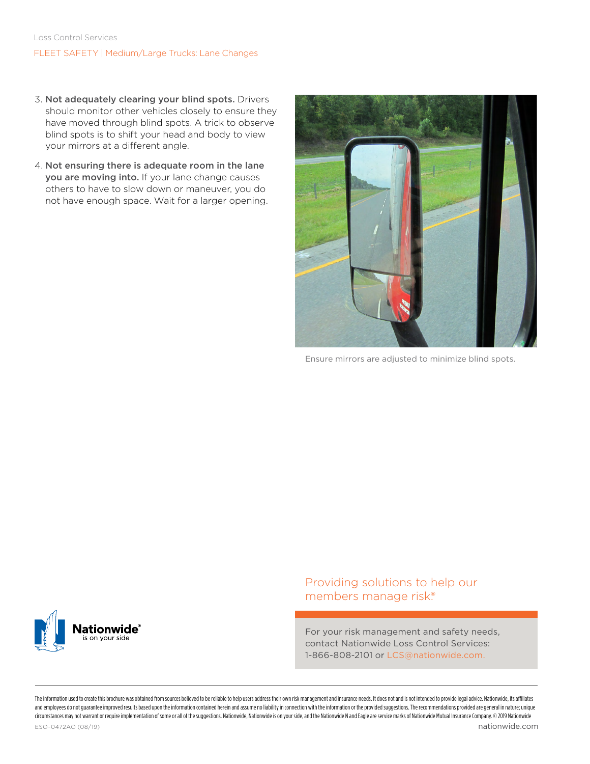3. **Not adequately clearing your blind spots.** Drivers should monitor other vehicles closely to ensure they have moved through blind spots. A trick to observe blind spots is to shift your head and body to view your mirrors at a different angle.

4. **Not ensuring there is adequate room in the lane you are moving into.** If your lane change causes others to have to slow down or maneuver, you do not have enough space. Wait for a larger opening.

Ensure mirrors are adjusted to minimize blind spots.

Providing solutions to help our members manage risk.®

For your risk management and safety needs, contact Nationwide Loss Control Services: 1-866-808-2101 or LCS@nationwide.com.

The information used to create this brochure was obtained from sources believed to be reliable to help users address their own risk management and insurance needs. It does not and is not intended to provide legal advice. Nationwide, its affiliates and employees do not guarantee improved results based upon the information contained herein and assume no liability in connection with the information or the provided suggestions. The recommendations provided are general in nature; unique circumstances may not warrant or require implementation of some or all of the suggestions. Nationwide, Nationwide is on your side, and the Nationwide N and Eagle are service marks of Nationwide Mutual Insurance Company. © 2019 Nationwide

ESO-0472AO (08/19)

nationwide.com